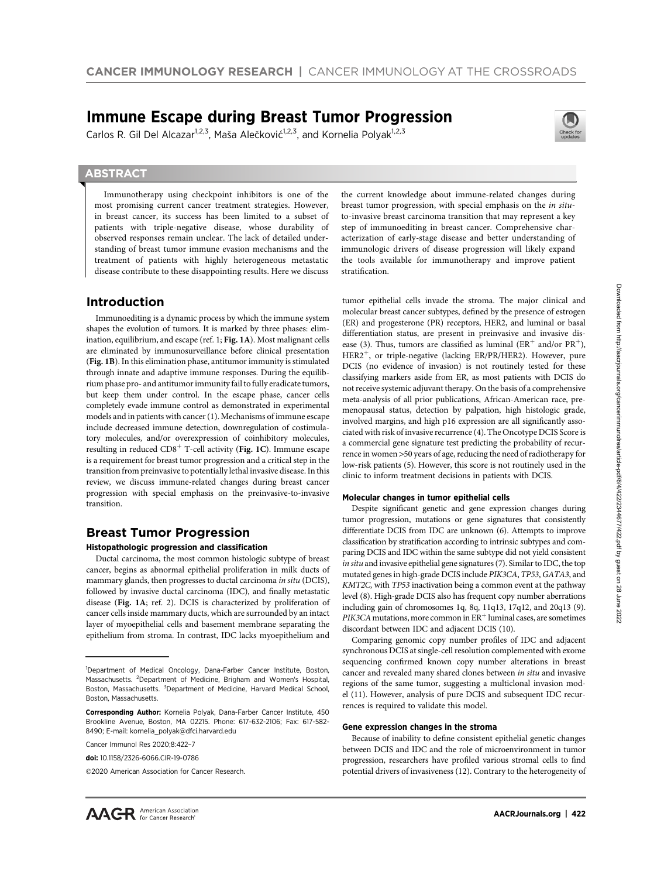# Immune Escape during Breast Tumor Progression

Carlos R. Gil Del Alcazar[1,2,3], Maša Alečković[1,2,3], and Kornelia Polyak[1,2,3]

## ABSTRACT

Immunotherapy using checkpoint inhibitors is one of the most promising current cancer treatment strategies. However, in breast cancer, its success has been limited to a subset of patients with triple-negative disease, whose durability of observed responses remain unclear. The lack of detailed understanding of breast tumor immune evasion mechanisms and the treatment of patients with highly heterogeneous metastatic disease contribute to these disappointing results. Here we discuss the current knowledge about immune-related changes during breast tumor progression, with special emphasis on the *in situ*-to-invasive breast carcinoma transition that may represent a key step of immunoediting in breast cancer. Comprehensive characterization of early-stage disease and better understanding of immunologic drivers of disease progression will likely expand the tools available for immunotherapy and improve patient stratification.

## Introduction

Immunoediting is a dynamic process by which the immune system shapes the evolution of tumors. It is marked by three phases: elimination, equilibrium, and escape (ref. 1; **Fig. 1A**). Most malignant cells are eliminated by immunosurveillance before clinical presentation (**Fig. 1B**). In this elimination phase, antitumor immunity is stimulated through innate and adaptive immune responses. During the equilibrium phase pro- and antitumor immunity fail to fully eradicate tumors, but keep them under control. In the escape phase, cancer cells completely evade immune control as demonstrated in experimental models and in patients with cancer (1). Mechanisms of immune escape include decreased immune detection, downregulation of costimulatory molecules, and/or overexpression of coinhibitory molecules, resulting in reduced $CD8^+$ T-cell activity (**Fig. 1C**). Immune escape is a requirement for breast tumor progression and a critical step in the transition from preinvasive to potentially lethal invasive disease. In this review, we discuss immune-related changes during breast cancer progression with special emphasis on the preinvasive-to-invasive transition.

## Breast Tumor Progression

### Histopathologic progression and classification

Ductal carcinoma, the most common histologic subtype of breast cancer, begins as abnormal epithelial proliferation in milk ducts of mammary glands, then progresses to ductal carcinoma *in situ* (DCIS), followed by invasive ductal carcinoma (IDC), and finally metastatic disease (**Fig. 1A**; ref. 2). DCIS is characterized by proliferation of cancer cells inside mammary ducts, which are surrounded by an intact layer of myoepithelial cells and basement membrane separating the epithelium from stroma. In contrast, IDC lacks myoepithelium and tumor epithelial cells invade the stroma. The major clinical and molecular breast cancer subtypes, defined by the presence of estrogen (ER) and progesterone (PR) receptors, HER2, and luminal or basal differentiation status, are present in preinvasive and invasive disease (3). Thus, tumors are classified as luminal ($ER^+$ and/or $PR^+$), $HER2^+$, or triple-negative (lacking ER/PR/HER2). However, pure DCIS (no evidence of invasion) is not routinely tested for these classifying markers aside from ER, as most patients with DCIS do not receive systemic adjuvant therapy. On the basis of a comprehensive meta-analysis of all prior publications, African-American race, premenopausal status, detection by palpation, high histologic grade, involved margins, and high p16 expression are all significantly associated with risk of invasive recurrence (4). The Oncotype DCIS Score is a commercial gene signature test predicting the probability of recurrence in women >50 years of age, reducing the need of radiotherapy for low-risk patients (5). However, this score is not routinely used in the clinic to inform treatment decisions in patients with DCIS.

### Molecular changes in tumor epithelial cells

Despite significant genetic and gene expression changes during tumor progression, mutations or gene signatures that consistently differentiate DCIS from IDC are unknown (6). Attempts to improve classification by stratification according to intrinsic subtypes and comparing DCIS and IDC within the same subtype did not yield consistent *in situ* and invasive epithelial gene signatures (7). Similar to IDC, the top mutated genes in high-grade DCIS include *PIK3CA*, *TP53*, *GATA3*, and *KMT2C*, with *TP53* inactivation being a common event at the pathway level (8). High-grade DCIS also has frequent copy number aberrations including gain of chromosomes 1q, 8q, 11q13, 17q12, and 20q13 (9). *PIK3CA* mutations, more common in $ER^+$ luminal cases, are sometimes discordant between IDC and adjacent DCIS (10).

Comparing genomic copy number profiles of IDC and adjacent synchronous DCIS at single-cell resolution complemented with exome sequencing confirmed known copy number alterations in breast cancer and revealed many shared clones between *in situ* and invasive regions of the same tumor, suggesting a multiclonal invasion model (11). However, analysis of pure DCIS and subsequent IDC recurrences is required to validate this model.

### Gene expression changes in the stroma

Because of inability to define consistent epithelial genetic changes between DCIS and IDC and the role of microenvironment in tumor progression, researchers have profiled various stromal cells to find potential drivers of invasiveness (12). Contrary to the heterogeneity of

---

[1]Department of Medical Oncology, Dana-Farber Cancer Institute, Boston, Massachusetts. [2]Department of Medicine, Brigham and Women's Hospital, Boston, Massachusetts. [3]Department of Medicine, Harvard Medical School, Boston, Massachusetts.

**Corresponding Author:** Kornelia Polyak, Dana-Farber Cancer Institute, 450 Brookline Avenue, Boston, MA 02215. Phone: 617-632-2106; Fax: 617-582-8490; E-mail: kornelia_polyak@dfci.harvard.edu

Cancer Immunol Res 2020;8:422–7

**doi:** 10.1158/2326-6066.CIR-19-0786

©2020 American Association for Cancer Research.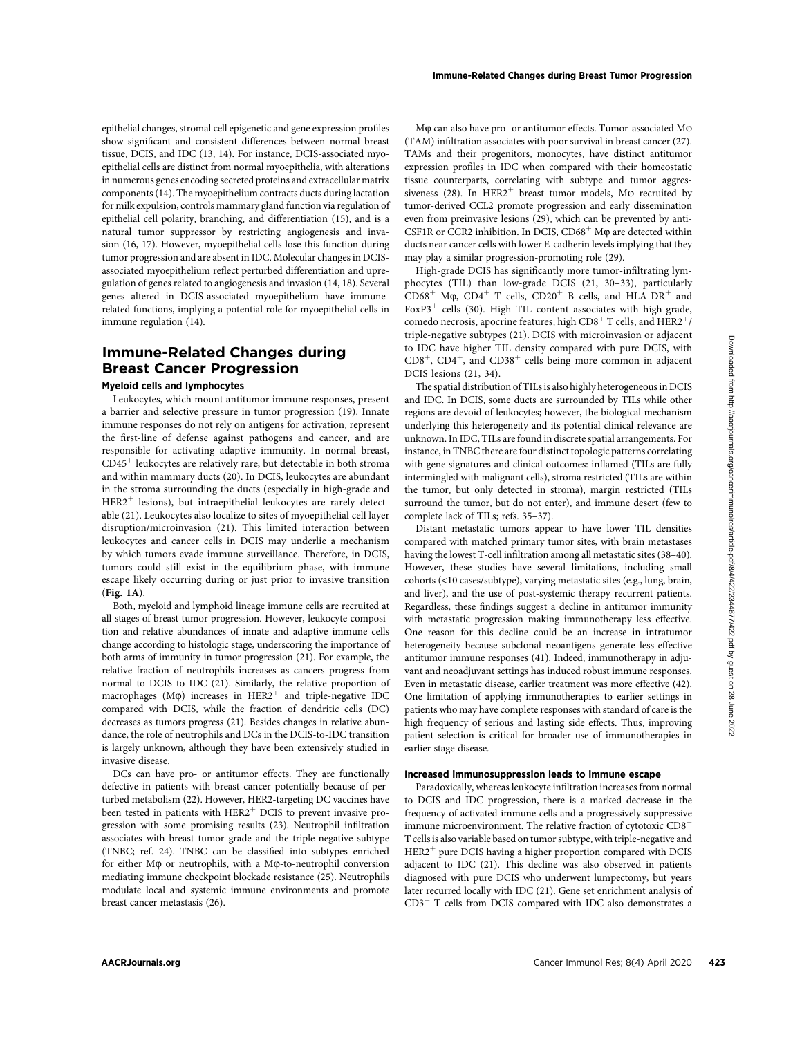epithelial changes, stromal cell epigenetic and gene expression profiles show significant and consistent differences between normal breast tissue, DCIS, and IDC (13, 14). For instance, DCIS-associated myoepithelial cells are distinct from normal myoepithelia, with alterations in numerous genes encoding secreted proteins and extracellular matrix components (14). The myoepithelium contracts ducts during lactation for milk expulsion, controls mammary gland function via regulation of epithelial cell polarity, branching, and differentiation (15), and is a natural tumor suppressor by restricting angiogenesis and invasion (16, 17). However, myoepithelial cells lose this function during tumor progression and are absent in IDC. Molecular changes in DCIS-associated myoepithelium reflect perturbed differentiation and upregulation of genes related to angiogenesis and invasion (14, 18). Several genes altered in DCIS-associated myoepithelium have immune-related functions, implying a potential role for myoepithelial cells in immune regulation (14).

## Immune-Related Changes during Breast Cancer Progression

### Myeloid cells and lymphocytes

Leukocytes, which mount antitumor immune responses, present a barrier and selective pressure in tumor progression (19). Innate immune responses do not rely on antigens for activation, represent the first-line of defense against pathogens and cancer, and are responsible for activating adaptive immunity. In normal breast, $CD45^+$ leukocytes are relatively rare, but detectable in both stroma and within mammary ducts (20). In DCIS, leukocytes are abundant in the stroma surrounding the ducts (especially in high-grade and $HER2^+$ lesions), but intraepithelial leukocytes are rarely detectable (21). Leukocytes also localize to sites of myoepithelial cell layer disruption/microinvasion (21). This limited interaction between leukocytes and cancer cells in DCIS may underlie a mechanism by which tumors evade immune surveillance. Therefore, in DCIS, tumors could still exist in the equilibrium phase, with immune escape likely occurring during or just prior to invasive transition (**Fig. 1A**).

Both, myeloid and lymphoid lineage immune cells are recruited at all stages of breast tumor progression. However, leukocyte composition and relative abundances of innate and adaptive immune cells change according to histologic stage, underscoring the importance of both arms of immunity in tumor progression (21). For example, the relative fraction of neutrophils increases as cancers progress from normal to DCIS to IDC (21). Similarly, the relative proportion of macrophages (Mφ) increases in $HER2^+$ and triple-negative IDC compared with DCIS, while the fraction of dendritic cells (DC) decreases as tumors progress (21). Besides changes in relative abundance, the role of neutrophils and DCs in the DCIS-to-IDC transition is largely unknown, although they have been extensively studied in invasive disease.

DCs can have pro- or antitumor effects. They are functionally defective in patients with breast cancer potentially because of perturbed metabolism (22). However, HER2-targeting DC vaccines have been tested in patients with $HER2^+$ DCIS to prevent invasive progression with some promising results (23). Neutrophil infiltration associates with breast tumor grade and the triple-negative subtype (TNBC; ref. 24). TNBC can be classified into subtypes enriched for either Mφ or neutrophils, with a Mφ-to-neutrophil conversion mediating immune checkpoint blockade resistance (25). Neutrophils modulate local and systemic immune environments and promote breast cancer metastasis (26).

Mφ can also have pro- or antitumor effects. Tumor-associated Mφ (TAM) infiltration associates with poor survival in breast cancer (27). TAMs and their progenitors, monocytes, have distinct antitumor expression profiles in IDC when compared with their homeostatic tissue counterparts, correlating with subtype and tumor aggressiveness (28). In $HER2^+$ breast tumor models, Mφ recruited by tumor-derived CCL2 promote progression and early dissemination even from preinvasive lesions (29), which can be prevented by anti-CSF1R or CCR2 inhibition. In DCIS, $CD68^+$ Mφ are detected within ducts near cancer cells with lower E-cadherin levels implying that they may play a similar progression-promoting role (29).

High-grade DCIS has significantly more tumor-infiltrating lymphocytes (TIL) than low-grade DCIS (21, 30–33), particularly $CD68^+$ Mφ, $CD4^+$ T cells, $CD20^+$ B cells, and $HLA\text{-}DR^+$ and $FoxP3^+$ cells (30). High TIL content associates with high-grade, comedo necrosis, apocrine features, high $CD8^+$ T cells, and $HER2^+$/triple-negative subtypes (21). DCIS with microinvasion or adjacent to IDC have higher TIL density compared with pure DCIS, with $CD8^+$, $CD4^+$, and $CD38^+$ cells being more common in adjacent DCIS lesions (21, 34).

The spatial distribution of TILs is also highly heterogeneous in DCIS and IDC. In DCIS, some ducts are surrounded by TILs while other regions are devoid of leukocytes; however, the biological mechanism underlying this heterogeneity and its potential clinical relevance are unknown. In IDC, TILs are found in discrete spatial arrangements. For instance, in TNBC there are four distinct topologic patterns correlating with gene signatures and clinical outcomes: inflamed (TILs are fully intermingled with malignant cells), stroma restricted (TILs are within the tumor, but only detected in stroma), margin restricted (TILs surround the tumor, but do not enter), and immune desert (few to complete lack of TILs; refs. 35–37).

Distant metastatic tumors appear to have lower TIL densities compared with matched primary tumor sites, with brain metastases having the lowest T-cell infiltration among all metastatic sites (38–40). However, these studies have several limitations, including small cohorts (<10 cases/subtype), varying metastatic sites (e.g., lung, brain, and liver), and the use of post-systemic therapy recurrent patients. Regardless, these findings suggest a decline in antitumor immunity with metastatic progression making immunotherapy less effective. One reason for this decline could be an increase in intratumor heterogeneity because subclonal neoantigens generate less-effective antitumor immune responses (41). Indeed, immunotherapy in adjuvant and neoadjuvant settings has induced robust immune responses. Even in metastatic disease, earlier treatment was more effective (42). One limitation of applying immunotherapies to earlier settings in patients who may have complete responses with standard of care is the high frequency of serious and lasting side effects. Thus, improving patient selection is critical for broader use of immunotherapies in earlier stage disease.

### Increased immunosuppression leads to immune escape

Paradoxically, whereas leukocyte infiltration increases from normal to DCIS and IDC progression, there is a marked decrease in the frequency of activated immune cells and a progressively suppressive immune microenvironment. The relative fraction of cytotoxic $CD8^+$ T cells is also variable based on tumor subtype, with triple-negative and $HER2^+$ pure DCIS having a higher proportion compared with DCIS adjacent to IDC (21). This decline was also observed in patients diagnosed with pure DCIS who underwent lumpectomy, but years later recurred locally with IDC (21). Gene set enrichment analysis of $CD3^+$ T cells from DCIS compared with IDC also demonstrates a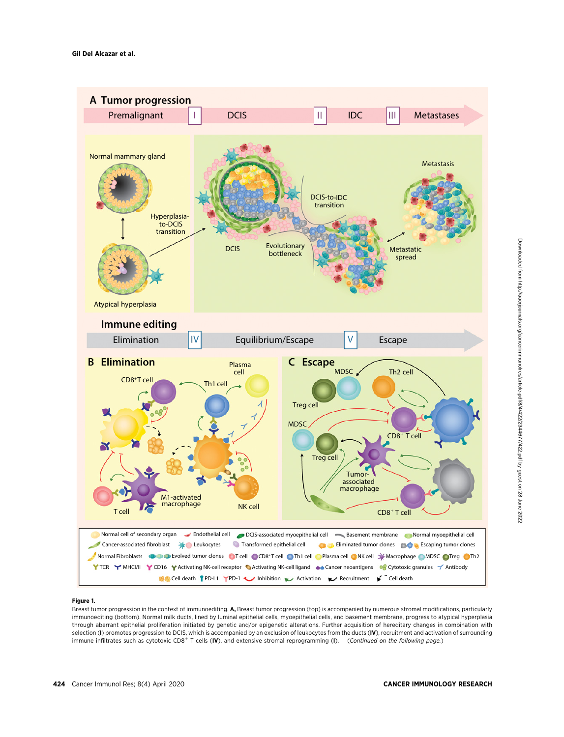**Figure 1.**

Breast tumor progression in the context of immunoediting. **A,** Breast tumor progression (top) is accompanied by numerous stromal modifications, particularly immunoediting (bottom). Normal milk ducts, lined by luminal epithelial cells, myoepithelial cells, and basement membrane, progress to atypical hyperplasia through aberrant epithelial proliferation initiated by genetic and/or epigenetic alterations. Further acquisition of hereditary changes in combination with selection (**I**) promotes progression to DCIS, which is accompanied by an exclusion of leukocytes from the ducts (**IV**), recruitment and activation of surrounding immune infiltrates such as cytotoxic CD8$^+$ T cells (**IV**), and extensive stromal reprogramming (**I**). (*Continued on the following page.*)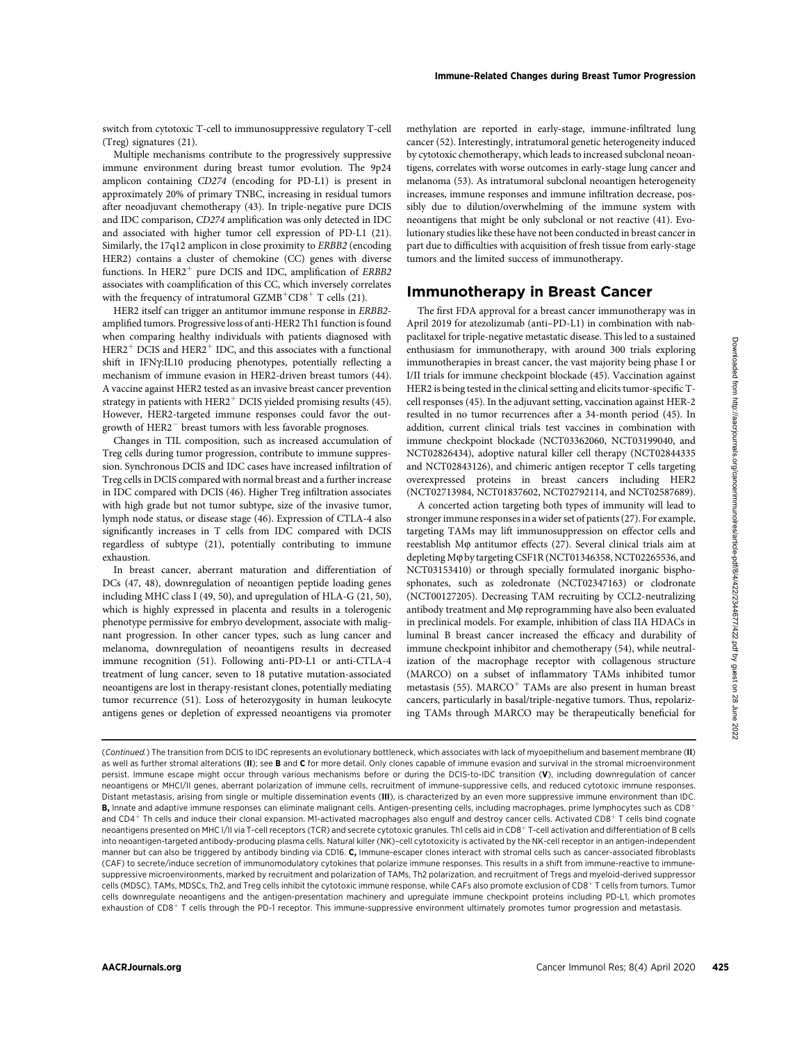switch from cytotoxic T-cell to immunosuppressive regulatory T-cell (Treg) signatures (21).

Multiple mechanisms contribute to the progressively suppressive immune environment during breast tumor evolution. The 9p24 amplicon containing *CD274* (encoding for PD-L1) is present in approximately 20% of primary TNBC, increasing in residual tumors after neoadjuvant chemotherapy (43). In triple-negative pure DCIS and IDC comparison, *CD274* amplification was only detected in IDC and associated with higher tumor cell expression of PD-L1 (21). Similarly, the 17q12 amplicon in close proximity to *ERBB2* (encoding HER2) contains a cluster of chemokine (CC) genes with diverse functions. In HER2$^+$ pure DCIS and IDC, amplification of *ERBB2* associates with coamplification of this CC, which inversely correlates with the frequency of intratumoral GZMB$^+$CD8$^+$ T cells (21).

HER2 itself can trigger an antitumor immune response in *ERBB2*-amplified tumors. Progressive loss of anti-HER2 Th1 function is found when comparing healthy individuals with patients diagnosed with HER2$^+$ DCIS and HER2$^+$ IDC, and this associates with a functional shift in IFNγ:IL10 producing phenotypes, potentially reflecting a mechanism of immune evasion in HER2-driven breast tumors (44). A vaccine against HER2 tested as an invasive breast cancer prevention strategy in patients with HER2$^+$ DCIS yielded promising results (45). However, HER2-targeted immune responses could favor the outgrowth of HER2$^-$ breast tumors with less favorable prognoses.

Changes in TIL composition, such as increased accumulation of Treg cells during tumor progression, contribute to immune suppression. Synchronous DCIS and IDC cases have increased infiltration of Treg cells in DCIS compared with normal breast and a further increase in IDC compared with DCIS (46). Higher Treg infiltration associates with high grade but not tumor subtype, size of the invasive tumor, lymph node status, or disease stage (46). Expression of CTLA-4 also significantly increases in T cells from IDC compared with DCIS regardless of subtype (21), potentially contributing to immune exhaustion.

In breast cancer, aberrant maturation and differentiation of DCs (47, 48), downregulation of neoantigen peptide loading genes including MHC class I (49, 50), and upregulation of HLA-G (21, 50), which is highly expressed in placenta and results in a tolerogenic phenotype permissive for embryo development, associate with malignant progression. In other cancer types, such as lung cancer and melanoma, downregulation of neoantigens results in decreased immune recognition (51). Following anti-PD-L1 or anti-CTLA-4 treatment of lung cancer, seven to 18 putative mutation-associated neoantigens are lost in therapy-resistant clones, potentially mediating tumor recurrence (51). Loss of heterozygosity in human leukocyte antigens genes or depletion of expressed neoantigens via promoter methylation are reported in early-stage, immune-infiltrated lung cancer (52). Interestingly, intratumoral genetic heterogeneity induced by cytotoxic chemotherapy, which leads to increased subclonal neoantigens, correlates with worse outcomes in early-stage lung cancer and melanoma (53). As intratumoral subclonal neoantigen heterogeneity increases, immune responses and immune infiltration decrease, possibly due to dilution/overwhelming of the immune system with neoantigens that might be only subclonal or not reactive (41). Evolutionary studies like these have not been conducted in breast cancer in part due to difficulties with acquisition of fresh tissue from early-stage tumors and the limited success of immunotherapy.

## Immunotherapy in Breast Cancer

The first FDA approval for a breast cancer immunotherapy was in April 2019 for atezolizumab (anti–PD-L1) in combination with nab-paclitaxel for triple-negative metastatic disease. This led to a sustained enthusiasm for immunotherapy, with around 300 trials exploring immunotherapies in breast cancer, the vast majority being phase I or I/II trials for immune checkpoint blockade (45). Vaccination against HER2 is being tested in the clinical setting and elicits tumor-specific T-cell responses (45). In the adjuvant setting, vaccination against HER-2 resulted in no tumor recurrences after a 34-month period (45). In addition, current clinical trials test vaccines in combination with immune checkpoint blockade (NCT03362060, NCT03199040, and NCT02826434), adoptive natural killer cell therapy (NCT02844335 and NCT02843126), and chimeric antigen receptor T cells targeting overexpressed proteins in breast cancers including HER2 (NCT02713984, NCT01837602, NCT02792114, and NCT02587689).

A concerted action targeting both types of immunity will lead to stronger immune responses in a wider set of patients (27). For example, targeting TAMs may lift immunosuppression on effector cells and reestablish Mφ antitumor effects (27). Several clinical trials aim at depleting Mφ by targeting CSF1R (NCT01346358, NCT02265536, and NCT03153410) or through specially formulated inorganic bisphosphonates, such as zoledronate (NCT02347163) or clodronate (NCT00127205). Decreasing TAM recruiting by CCL2-neutralizing antibody treatment and Mφ reprogramming have also been evaluated in preclinical models. For example, inhibition of class IIA HDACs in luminal B breast cancer increased the efficacy and durability of immune checkpoint inhibitor and chemotherapy (54), while neutralization of the macrophage receptor with collagenous structure (MARCO) on a subset of inflammatory TAMs inhibited tumor metastasis (55). MARCO$^+$ TAMs are also present in human breast cancers, particularly in basal/triple-negative tumors. Thus, repolarizing TAMs through MARCO may be therapeutically beneficial for

(*Continued.*) The transition from DCIS to IDC represents an evolutionary bottleneck, which associates with lack of myoepithelium and basement membrane (**II**) as well as further stromal alterations (**II**); see **B** and **C** for more detail. Only clones capable of immune evasion and survival in the stromal microenvironment persist. Immune escape might occur through various mechanisms before or during the DCIS-to-IDC transition (**V**), including downregulation of cancer neoantigens or MHCI/II genes, aberrant polarization of immune cells, recruitment of immune-suppressive cells, and reduced cytotoxic immune responses. Distant metastasis, arising from single or multiple dissemination events (**III**), is characterized by an even more suppressive immune environment than IDC. **B,** Innate and adaptive immune responses can eliminate malignant cells. Antigen-presenting cells, including macrophages, prime lymphocytes such as CD8$^+$ and CD4$^+$ Th cells and induce their clonal expansion. M1-activated macrophages also engulf and destroy cancer cells. Activated CD8$^+$ T cells bind cognate neoantigens presented on MHC I/II via T-cell receptors (TCR) and secrete cytotoxic granules. Th1 cells aid in CD8$^+$ T-cell activation and differentiation of B cells into neoantigen-targeted antibody-producing plasma cells. Natural killer (NK)–cell cytotoxicity is activated by the NK-cell receptor in an antigen-independent manner but can also be triggered by antibody binding via CD16. **C,** Immune-escaper clones interact with stromal cells such as cancer-associated fibroblasts (CAF) to secrete/induce secretion of immunomodulatory cytokines that polarize immune responses. This results in a shift from immune-reactive to immune-suppressive microenvironments, marked by recruitment and polarization of TAMs, Th2 polarization, and recruitment of Tregs and myeloid-derived suppressor cells (MDSC). TAMs, MDSCs, Th2, and Treg cells inhibit the cytotoxic immune response, while CAFs also promote exclusion of CD8$^+$ T cells from tumors. Tumor cells downregulate neoantigens and the antigen-presentation machinery and upregulate immune checkpoint proteins including PD-L1, which promotes exhaustion of CD8$^+$ T cells through the PD-1 receptor. This immune-suppressive environment ultimately promotes tumor progression and metastasis.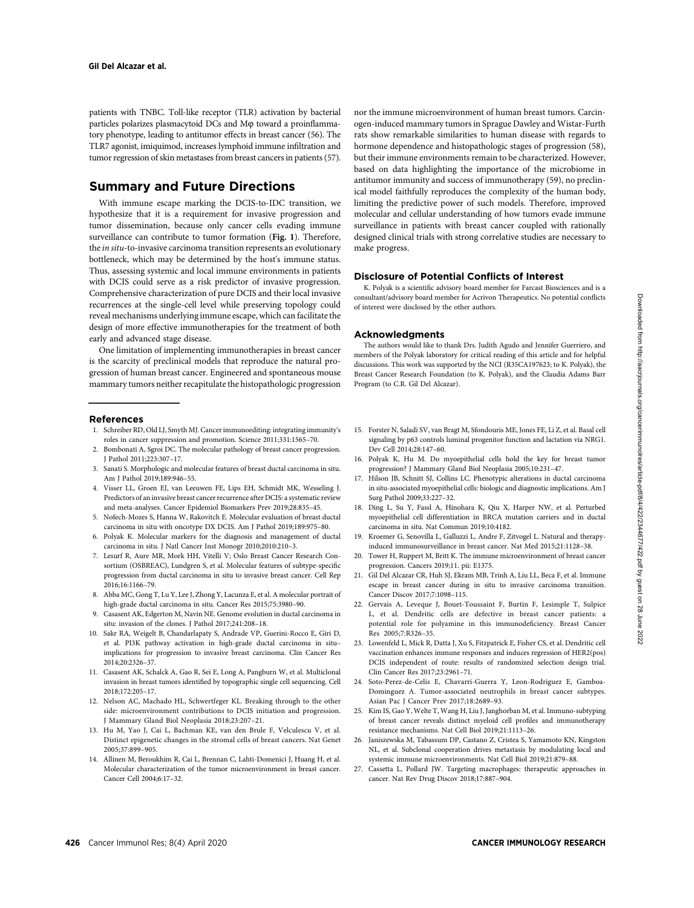patients with TNBC. Toll-like receptor (TLR) activation by bacterial particles polarizes plasmacytoid DCs and Mφ toward a proinflammatory phenotype, leading to antitumor effects in breast cancer (56). The TLR7 agonist, imiquimod, increases lymphoid immune infiltration and tumor regression of skin metastases from breast cancers in patients (57).

## Summary and Future Directions

With immune escape marking the DCIS-to-IDC transition, we hypothesize that it is a requirement for invasive progression and tumor dissemination, because only cancer cells evading immune surveillance can contribute to tumor formation (**Fig. 1**). Therefore, the *in situ*-to-invasive carcinoma transition represents an evolutionary bottleneck, which may be determined by the host's immune status. Thus, assessing systemic and local immune environments in patients with DCIS could serve as a risk predictor of invasive progression. Comprehensive characterization of pure DCIS and their local invasive recurrences at the single-cell level while preserving topology could reveal mechanisms underlying immune escape, which can facilitate the design of more effective immunotherapies for the treatment of both early and advanced stage disease.

One limitation of implementing immunotherapies in breast cancer is the scarcity of preclinical models that reproduce the natural progression of human breast cancer. Engineered and spontaneous mouse mammary tumors neither recapitulate the histopathologic progression nor the immune microenvironment of human breast tumors. Carcinogen-induced mammary tumors in Sprague Dawley and Wistar-Furth rats show remarkable similarities to human disease with regards to hormone dependence and histopathologic stages of progression (58), but their immune environments remain to be characterized. However, based on data highlighting the importance of the microbiome in antitumor immunity and success of immunotherapy (59), no preclinical model faithfully reproduces the complexity of the human body, limiting the predictive power of such models. Therefore, improved molecular and cellular understanding of how tumors evade immune surveillance in patients with breast cancer coupled with rationally designed clinical trials with strong correlative studies are necessary to make progress.

### Disclosure of Potential Conflicts of Interest

K. Polyak is a scientific advisory board member for Farcast Biosciences and is a consultant/advisory board member for Acrivon Therapeutics. No potential conflicts of interest were disclosed by the other authors.

### Acknowledgments

The authors would like to thank Drs. Judith Agudo and Jennifer Guerriero, and members of the Polyak laboratory for critical reading of this article and for helpful discussions. This work was supported by the NCI (R35CA197623; to K. Polyak), the Breast Cancer Research Foundation (to K. Polyak), and the Claudia Adams Barr Program (to C.R. Gil Del Alcazar).

## References

1. Schreiber RD, Old LJ, Smyth MJ. Cancer immunoediting: integrating immunity's roles in cancer suppression and promotion. Science 2011;331:1565–70.
2. Bombonati A, Sgroi DC. The molecular pathology of breast cancer progression. J Pathol 2011;223:307–17.
3. Sanati S. Morphologic and molecular features of breast ductal carcinoma in situ. Am J Pathol 2019;189:946–55.
4. Visser LL, Groen EJ, van Leeuwen FE, Lips EH, Schmidt MK, Wesseling J. Predictors of an invasive breast cancer recurrence after DCIS: a systematic review and meta-analyses. Cancer Epidemiol Biomarkers Prev 2019;28:835–45.
5. Nofech-Mozes S, Hanna W, Rakovitch E. Molecular evaluation of breast ductal carcinoma in situ with oncotype DX DCIS. Am J Pathol 2019;189:975–80.
6. Polyak K. Molecular markers for the diagnosis and management of ductal carcinoma in situ. J Natl Cancer Inst Monogr 2010;2010:210–3.
7. Lesurf R, Aure MR, Mork HH, Vitelli V; Oslo Breast Cancer Research Consortium (OSBREAC), Lundgren S, et al. Molecular features of subtype-specific progression from ductal carcinoma in situ to invasive breast cancer. Cell Rep 2016;16:1166–79.
8. Abba MC, Gong T, Lu Y, Lee J, Zhong Y, Lacunza E, et al. A molecular portrait of high-grade ductal carcinoma in situ. Cancer Res 2015;75:3980–90.
9. Casasent AK, Edgerton M, Navin NE. Genome evolution in ductal carcinoma in situ: invasion of the clones. J Pathol 2017;241:208–18.
10. Sakr RA, Weigelt B, Chandarlapaty S, Andrade VP, Guerini-Rocco E, Giri D, et al. PI3K pathway activation in high-grade ductal carcinoma in situ–implications for progression to invasive breast carcinoma. Clin Cancer Res 2014;20:2326–37.
11. Casasent AK, Schalck A, Gao R, Sei E, Long A, Pangburn W, et al. Multiclonal invasion in breast tumors identified by topographic single cell sequencing. Cell 2018;172:205–17.
12. Nelson AC, Machado HL, Schwertfeger KL. Breaking through to the other side: microenvironment contributions to DCIS initiation and progression. J Mammary Gland Biol Neoplasia 2018;23:207–21.
13. Hu M, Yao J, Cai L, Bachman KE, van den Brule F, Velculescu V, et al. Distinct epigenetic changes in the stromal cells of breast cancers. Nat Genet 2005;37:899–905.
14. Allinen M, Beroukhim R, Cai L, Brennan C, Lahti-Domenici J, Huang H, et al. Molecular characterization of the tumor microenvironment in breast cancer. Cancer Cell 2004;6:17–32.
15. Forster N, Saladi SV, van Bragt M, Sfondouris ME, Jones FE, Li Z, et al. Basal cell signaling by p63 controls luminal progenitor function and lactation via NRG1. Dev Cell 2014;28:147–60.
16. Polyak K, Hu M. Do myoepithelial cells hold the key for breast tumor progression? J Mammary Gland Biol Neoplasia 2005;10:231–47.
17. Hilson JB, Schnitt SJ, Collins LC. Phenotypic alterations in ductal carcinoma in situ-associated myoepithelial cells: biologic and diagnostic implications. Am J Surg Pathol 2009;33:227–32.
18. Ding L, Su Y, Fassl A, Hinohara K, Qiu X, Harper NW, et al. Perturbed myoepithelial cell differentiation in BRCA mutation carriers and in ductal carcinoma in situ. Nat Commun 2019;10:4182.
19. Kroemer G, Senovilla L, Galluzzi L, Andre F, Zitvogel L. Natural and therapy-induced immunosurveillance in breast cancer. Nat Med 2015;21:1128–38.
20. Tower H, Ruppert M, Britt K. The immune microenvironment of breast cancer progression. Cancers 2019;11. pii: E1375.
21. Gil Del Alcazar CR, Huh SJ, Ekram MB, Trinh A, Liu LL, Beca F, et al. Immune escape in breast cancer during in situ to invasive carcinoma transition. Cancer Discov 2017;7:1098–115.
22. Gervais A, Leveque J, Bouet-Toussaint F, Burtin F, Lesimple T, Sulpice L, et al. Dendritic cells are defective in breast cancer patients: a potential role for polyamine in this immunodeficiency. Breast Cancer Res 2005;7:R326–35.
23. Lowenfeld L, Mick R, Datta J, Xu S, Fitzpatrick E, Fisher CS, et al. Dendritic cell vaccination enhances immune responses and induces regression of HER2(pos) DCIS independent of route: results of randomized selection design trial. Clin Cancer Res 2017;23:2961–71.
24. Soto-Perez-de-Celis E, Chavarri-Guerra Y, Leon-Rodriguez E, Gamboa-Dominguez A. Tumor-associated neutrophils in breast cancer subtypes. Asian Pac J Cancer Prev 2017;18:2689–93.
25. Kim IS, Gao Y, Welte T, Wang H, Liu J, Janghorban M, et al. Immuno-subtyping of breast cancer reveals distinct myeloid cell profiles and immunotherapy resistance mechanisms. Nat Cell Biol 2019;21:1113–26.
26. Janiszewska M, Tabassum DP, Castano Z, Cristea S, Yamamoto KN, Kingston NL, et al. Subclonal cooperation drives metastasis by modulating local and systemic immune microenvironments. Nat Cell Biol 2019;21:879–88.
27. Cassetta L, Pollard JW. Targeting macrophages: therapeutic approaches in cancer. Nat Rev Drug Discov 2018;17:887–904.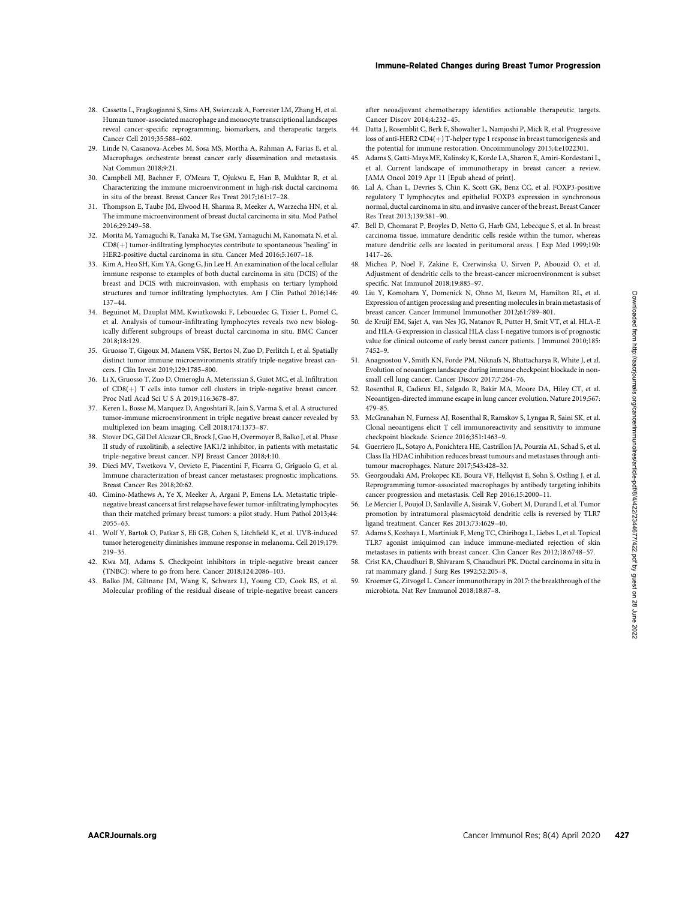28. Cassetta L, Fragkogianni S, Sims AH, Swierczak A, Forrester LM, Zhang H, et al. Human tumor-associated macrophage and monocyte transcriptional landscapes reveal cancer-specific reprogramming, biomarkers, and therapeutic targets. Cancer Cell 2019;35:588–602.
29. Linde N, Casanova-Acebes M, Sosa MS, Mortha A, Rahman A, Farias E, et al. Macrophages orchestrate breast cancer early dissemination and metastasis. Nat Commun 2018;9:21.
30. Campbell MJ, Baehner F, O'Meara T, Ojukwu E, Han B, Mukhtar R, et al. Characterizing the immune microenvironment in high-risk ductal carcinoma in situ of the breast. Breast Cancer Res Treat 2017;161:17–28.
31. Thompson E, Taube JM, Elwood H, Sharma R, Meeker A, Warzecha HN, et al. The immune microenvironment of breast ductal carcinoma in situ. Mod Pathol 2016;29:249–58.
32. Morita M, Yamaguchi R, Tanaka M, Tse GM, Yamaguchi M, Kanomata N, et al. CD8(+) tumor-infiltrating lymphocytes contribute to spontaneous "healing" in HER2-positive ductal carcinoma in situ. Cancer Med 2016;5:1607–18.
33. Kim A, Heo SH, Kim YA, Gong G, Jin Lee H. An examination of the local cellular immune response to examples of both ductal carcinoma in situ (DCIS) of the breast and DCIS with microinvasion, with emphasis on tertiary lymphoid structures and tumor infiltrating lymphoctytes. Am J Clin Pathol 2016;146: 137–44.
34. Beguinot M, Dauplat MM, Kwiatkowski F, Lebouedec G, Tixier L, Pomel C, et al. Analysis of tumour-infiltrating lymphocytes reveals two new biologically different subgroups of breast ductal carcinoma in situ. BMC Cancer 2018;18:129.
35. Gruosso T, Gigoux M, Manem VSK, Bertos N, Zuo D, Perlitch I, et al. Spatially distinct tumor immune microenvironments stratify triple-negative breast cancers. J Clin Invest 2019;129:1785–800.
36. Li X, Gruosso T, Zuo D, Omeroglu A, Meterissian S, Guiot MC, et al. Infiltration of CD8(+) T cells into tumor cell clusters in triple-negative breast cancer. Proc Natl Acad Sci U S A 2019;116:3678–87.
37. Keren L, Bosse M, Marquez D, Angoshtari R, Jain S, Varma S, et al. A structured tumor-immune microenvironment in triple negative breast cancer revealed by multiplexed ion beam imaging. Cell 2018;174:1373–87.
38. Stover DG, Gil Del Alcazar CR, Brock J, Guo H, Overmoyer B, Balko J, et al. Phase II study of ruxolitinib, a selective JAK1/2 inhibitor, in patients with metastatic triple-negative breast cancer. NPJ Breast Cancer 2018;4:10.
39. Dieci MV, Tsvetkova V, Orvieto E, Piacentini F, Ficarra G, Griguolo G, et al. Immune characterization of breast cancer metastases: prognostic implications. Breast Cancer Res 2018;20:62.
40. Cimino-Mathews A, Ye X, Meeker A, Argani P, Emens LA. Metastatic triple-negative breast cancers at first relapse have fewer tumor-infiltrating lymphocytes than their matched primary breast tumors: a pilot study. Hum Pathol 2013;44: 2055–63.
41. Wolf Y, Bartok O, Patkar S, Eli GB, Cohen S, Litchfield K, et al. UVB-induced tumor heterogeneity diminishes immune response in melanoma. Cell 2019;179: 219–35.
42. Kwa MJ, Adams S. Checkpoint inhibitors in triple-negative breast cancer (TNBC): where to go from here. Cancer 2018;124:2086–103.
43. Balko JM, Giltnane JM, Wang K, Schwarz LJ, Young CD, Cook RS, et al. Molecular profiling of the residual disease of triple-negative breast cancers after neoadjuvant chemotherapy identifies actionable therapeutic targets. Cancer Discov 2014;4:232–45.
44. Datta J, Rosemblit C, Berk E, Showalter L, Namjoshi P, Mick R, et al. Progressive loss of anti-HER2 CD4(+) T-helper type 1 response in breast tumorigenesis and the potential for immune restoration. Oncoimmunology 2015;4:e1022301.
45. Adams S, Gatti-Mays ME, Kalinsky K, Korde LA, Sharon E, Amiri-Kordestani L, et al. Current landscape of immunotherapy in breast cancer: a review. JAMA Oncol 2019 Apr 11 [Epub ahead of print].
46. Lal A, Chan L, Devries S, Chin K, Scott GK, Benz CC, et al. FOXP3-positive regulatory T lymphocytes and epithelial FOXP3 expression in synchronous normal, ductal carcinoma in situ, and invasive cancer of the breast. Breast Cancer Res Treat 2013;139:381–90.
47. Bell D, Chomarat P, Broyles D, Netto G, Harb GM, Lebecque S, et al. In breast carcinoma tissue, immature dendritic cells reside within the tumor, whereas mature dendritic cells are located in peritumoral areas. J Exp Med 1999;190: 1417–26.
48. Michea P, Noel F, Zakine E, Czerwinska U, Sirven P, Abouzid O, et al. Adjustment of dendritic cells to the breast-cancer microenvironment is subset specific. Nat Immunol 2018;19:885–97.
49. Liu Y, Komohara Y, Domenick N, Ohno M, Ikeura M, Hamilton RL, et al. Expression of antigen processing and presenting molecules in brain metastasis of breast cancer. Cancer Immunol Immunother 2012;61:789–801.
50. de Kruijf EM, Sajet A, van Nes JG, Natanov R, Putter H, Smit VT, et al. HLA-E and HLA-G expression in classical HLA class I-negative tumors is of prognostic value for clinical outcome of early breast cancer patients. J Immunol 2010;185: 7452–9.
51. Anagnostou V, Smith KN, Forde PM, Niknafs N, Bhattacharya R, White J, et al. Evolution of neoantigen landscape during immune checkpoint blockade in non-small cell lung cancer. Cancer Discov 2017;7:264–76.
52. Rosenthal R, Cadieux EL, Salgado R, Bakir MA, Moore DA, Hiley CT, et al. Neoantigen-directed immune escape in lung cancer evolution. Nature 2019;567: 479–85.
53. McGranahan N, Furness AJ, Rosenthal R, Ramskov S, Lyngaa R, Saini SK, et al. Clonal neoantigens elicit T cell immunoreactivity and sensitivity to immune checkpoint blockade. Science 2016;351:1463–9.
54. Guerriero JL, Sotayo A, Ponichtera HE, Castrillon JA, Pourzia AL, Schad S, et al. Class IIa HDAC inhibition reduces breast tumours and metastases through anti-tumour macrophages. Nature 2017;543:428–32.
55. Georgoudaki AM, Prokopec KE, Boura VF, Hellqvist E, Sohn S, Ostling J, et al. Reprogramming tumor-associated macrophages by antibody targeting inhibits cancer progression and metastasis. Cell Rep 2016;15:2000–11.
56. Le Mercier I, Poujol D, Sanlaville A, Sisirak V, Gobert M, Durand I, et al. Tumor promotion by intratumoral plasmacytoid dendritic cells is reversed by TLR7 ligand treatment. Cancer Res 2013;73:4629–40.
57. Adams S, Kozhaya L, Martiniuk F, Meng TC, Chiriboga L, Liebes L, et al. Topical TLR7 agonist imiquimod can induce immune-mediated rejection of skin metastases in patients with breast cancer. Clin Cancer Res 2012;18:6748–57.
58. Crist KA, Chaudhuri B, Shivaram S, Chaudhuri PK. Ductal carcinoma in situ in rat mammary gland. J Surg Res 1992;52:205–8.
59. Kroemer G, Zitvogel L. Cancer immunotherapy in 2017: the breakthrough of the microbiota. Nat Rev Immunol 2018;18:87–8.